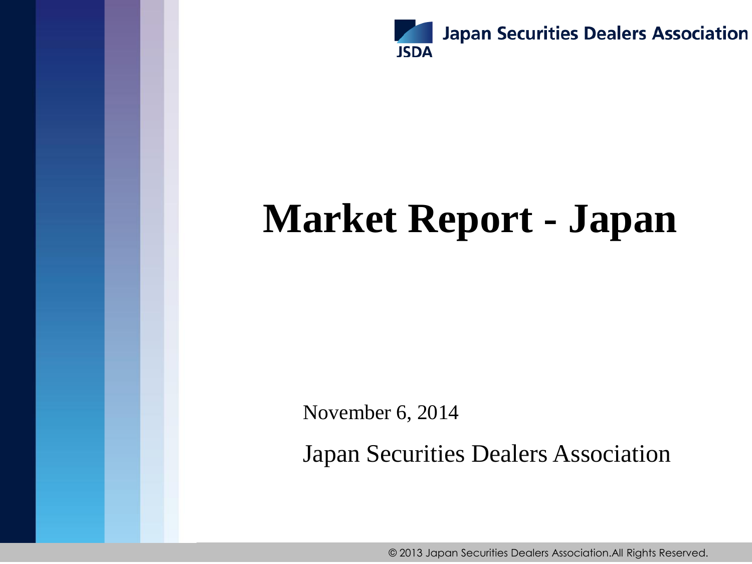Japan Securities Dealers Association

# Market Report - Japan

November 6, 2014

Japan Securities Dealers Association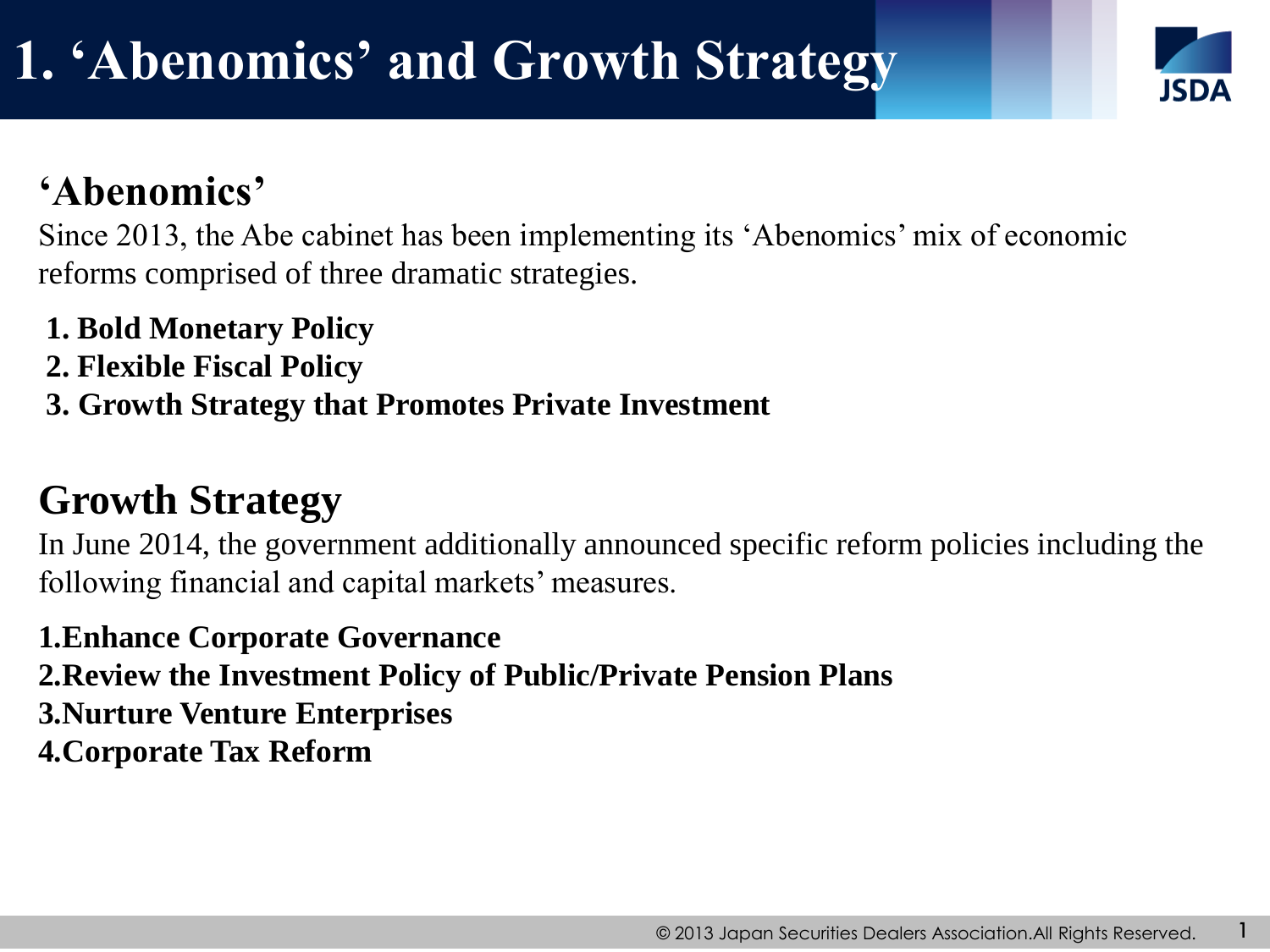# 1. ‘Abenomics’ and Growth Strategy

## ‘Abenomics’

Since 2013, the Abe cabinet has been implementing its ‘Abenomics’ mix of economic reforms comprised of three dramatic strategies.

1. **Bold Monetary Policy**
2. **Flexible Fiscal Policy**
3. **Growth Strategy that Promotes Private Investment**

## Growth Strategy

In June 2014, the government additionally announced specific reform policies including the following financial and capital markets’ measures.

1. **Enhance Corporate Governance**
2. **Review the Investment Policy of Public/Private Pension Plans**
3. **Nurture Venture Enterprises**
4. **Corporate Tax Reform**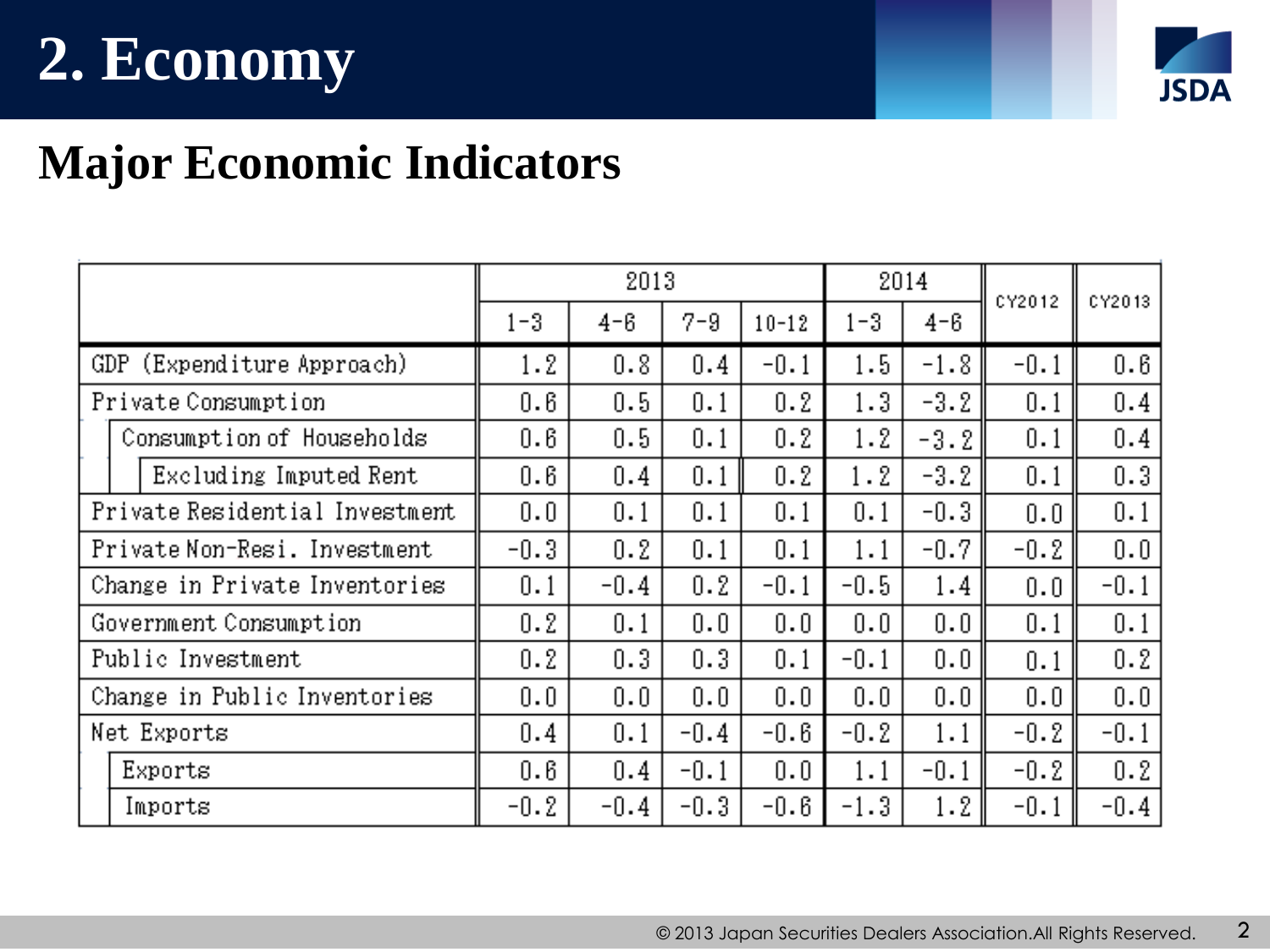# 2. Economy

## Major Economic Indicators

| | 2013 | | | | 2014 | | CY2012 | CY2013 |
|---|---|---|---|---|---|---|---|---|
| | 1-3 | 4-6 | 7-9 | 10-12 | 1-3 | 4-6 | | |
| GDP (Expenditure Approach) | 1.2 | 0.8 | 0.4 | -0.1 | 1.5 | -1.8 | -0.1 | 0.6 |
| Private Consumption | 0.6 | 0.5 | 0.1 | 0.2 | 1.3 | -3.2 | 0.1 | 0.4 |
| Consumption of Households | 0.6 | 0.5 | 0.1 | 0.2 | 1.2 | -3.2 | 0.1 | 0.4 |
| Excluding Imputed Rent | 0.6 | 0.4 | 0.1 | 0.2 | 1.2 | -3.2 | 0.1 | 0.3 |
| Private Residential Investment | 0.0 | 0.1 | 0.1 | 0.1 | 0.1 | -0.3 | 0.0 | 0.1 |
| Private Non-Resi. Investment | -0.3 | 0.2 | 0.1 | 0.1 | 1.1 | -0.7 | -0.2 | 0.0 |
| Change in Private Inventories | 0.1 | -0.4 | 0.2 | -0.1 | -0.5 | 1.4 | 0.0 | -0.1 |
| Government Consumption | 0.2 | 0.1 | 0.0 | 0.0 | 0.0 | 0.0 | 0.1 | 0.1 |
| Public Investment | 0.2 | 0.3 | 0.3 | 0.1 | -0.1 | 0.0 | 0.1 | 0.2 |
| Change in Public Inventories | 0.0 | 0.0 | 0.0 | 0.0 | 0.0 | 0.0 | 0.0 | 0.0 |
| Net Exports | 0.4 | 0.1 | -0.4 | -0.6 | -0.2 | 1.1 | -0.2 | -0.1 |
| Exports | 0.6 | 0.4 | -0.1 | 0.0 | 1.1 | -0.1 | -0.2 | 0.2 |
| Imports | -0.2 | -0.4 | -0.3 | -0.6 | -1.3 | 1.2 | -0.1 | -0.4 |

© 2013 Japan Securities Dealers Association.All Rights Reserved.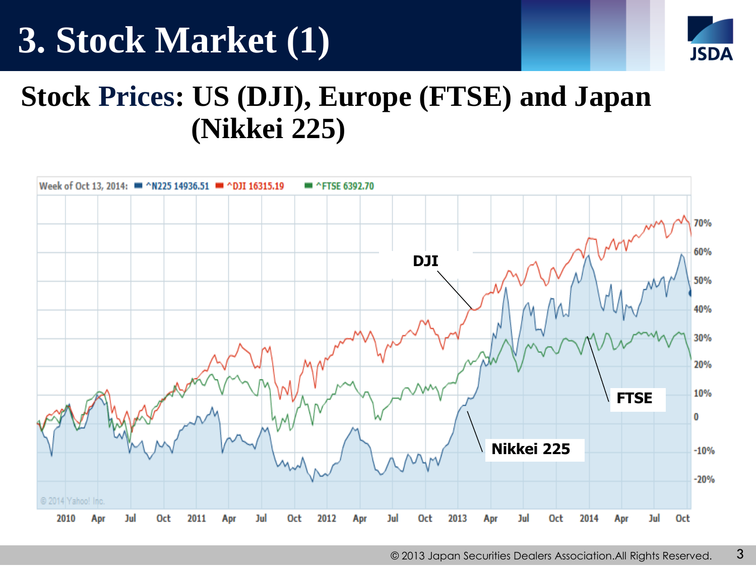# 3. Stock Market (1)

## Stock Prices: US (DJI), Europe (FTSE) and Japan (Nikkei 225)

Week of Oct 13, 2014: ^N225 14936.51 ^DJI 16315.19 ^FTSE 6392.70

DJI

FTSE

Nikkei 225

70%
60%
50%
40%
30%
20%
10%
0
-10%
-20%

2010 Apr Jul Oct 2011 Apr Jul Oct 2012 Apr Jul Oct 2013 Apr Jul Oct 2014 Apr Jul Oct

© 2014 Yahoo! Inc.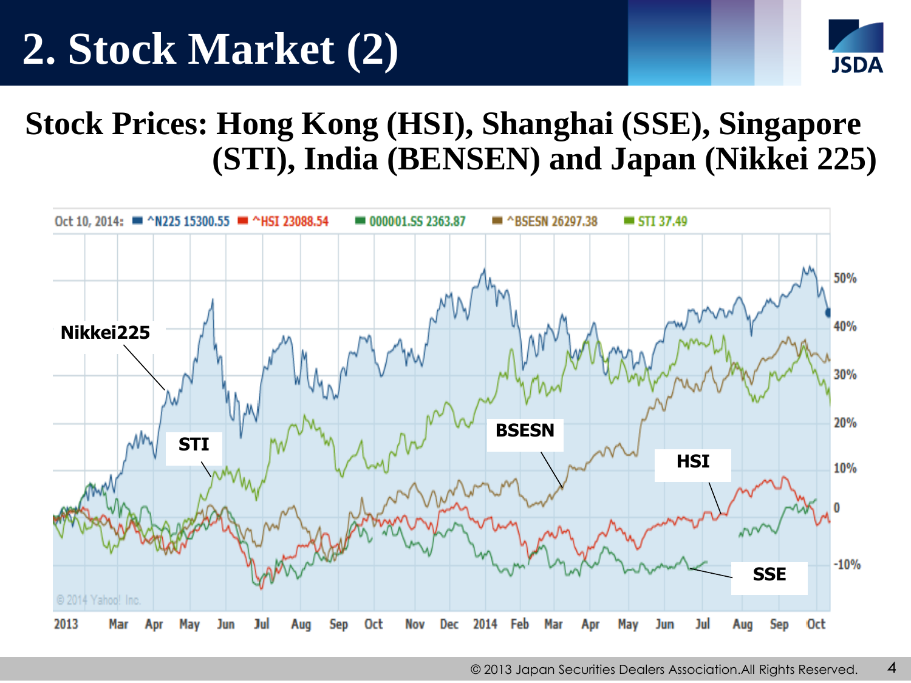# 2. Stock Market (2)

## Stock Prices: Hong Kong (HSI), Shanghai (SSE), Singapore (STI), India (BENSEN) and Japan (Nikkei 225)

Oct 10, 2014: ^N225 15300.55 ^HSI 23088.54 000001.SS 2363.87 ^BSESN 26297.38 STI 37.49

Nikkei225 STI BSESN HSI SSE

50% 40% 30% 20% 10% 0 -10%

2013 Mar Apr May Jun Jul Aug Sep Oct Nov Dec 2014 Feb Mar Apr May Jun Jul Aug Sep Oct

© 2014 Yahoo! Inc.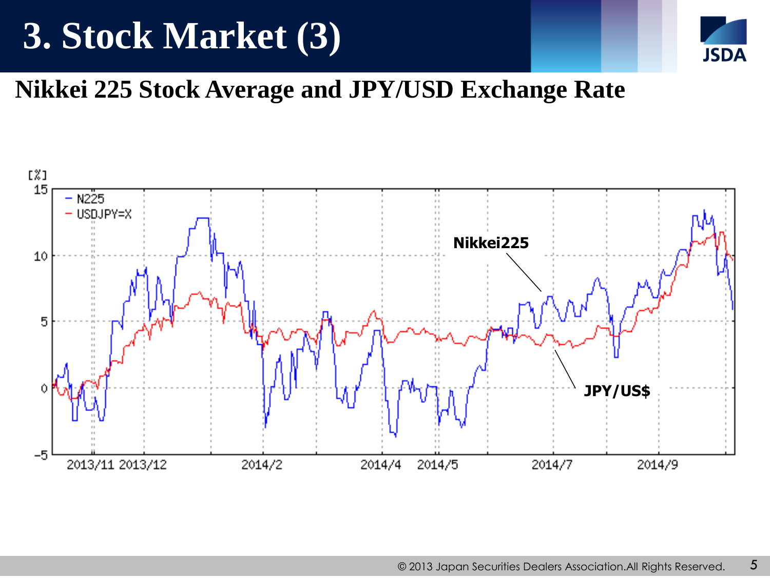# 3. Stock Market (3)

## Nikkei 225 Stock Average and JPY/USD Exchange Rate

[%]

- N225
- USDJPY=X

Nikkei225

JPY/US$

15, 10, 5, 0, -5

2013/11 2013/12 2014/2 2014/4 2014/5 2014/7 2014/9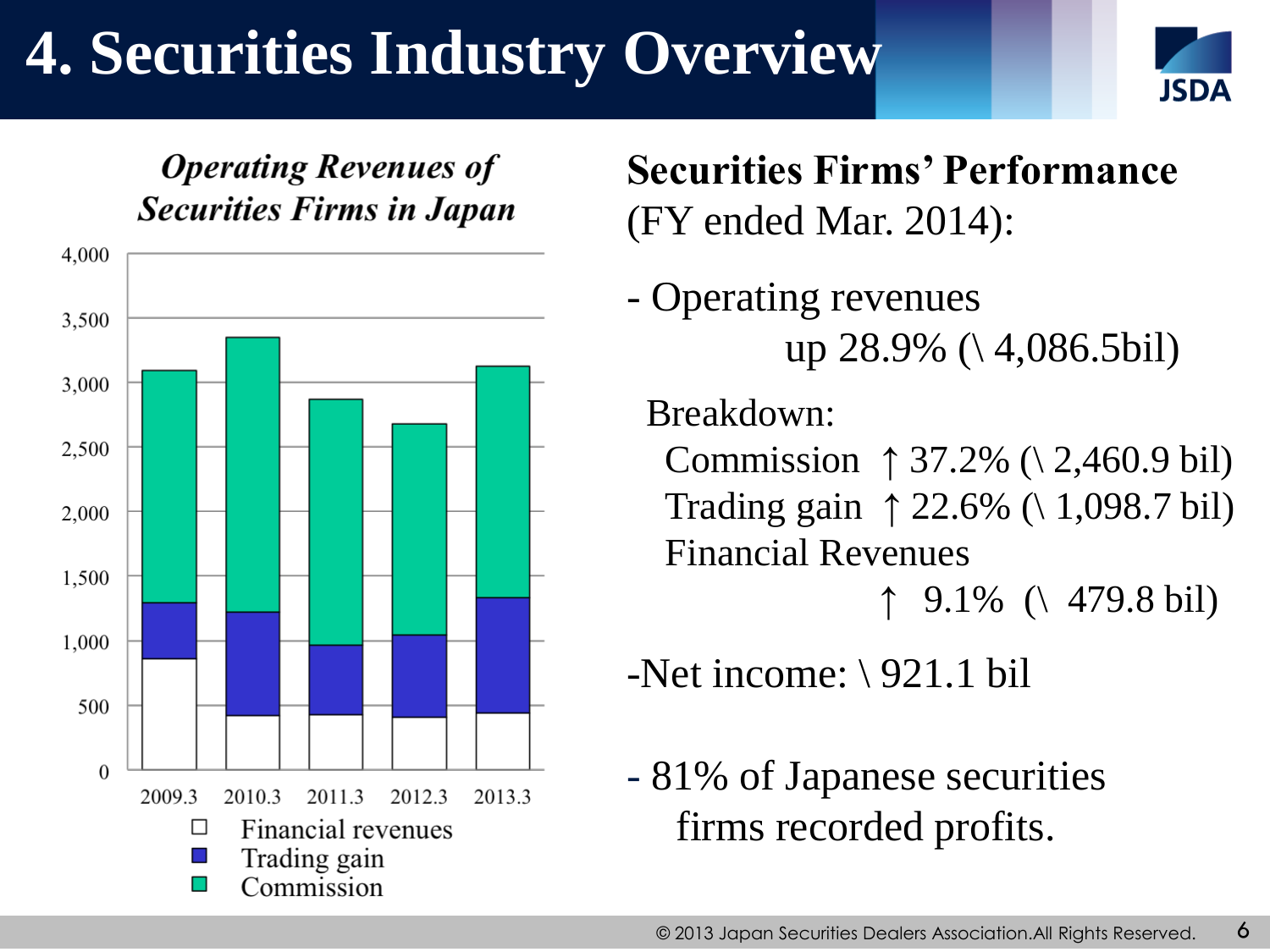# 4. Securities Industry Overview

*Operating Revenues of Securities Firms in Japan*

Financial revenues
Trading gain
Commission

**Securities Firms' Performance**
(FY ended Mar. 2014):

- Operating revenues
  up 28.9% (\ 4,086.5bil)

  Breakdown:
  - Commission ↑ 37.2% (\ 2,460.9 bil)
  - Trading gain ↑ 22.6% (\ 1,098.7 bil)
  - Financial Revenues ↑ 9.1% (\ 479.8 bil)

- Net income: \ 921.1 bil

- 81% of Japanese securities firms recorded profits.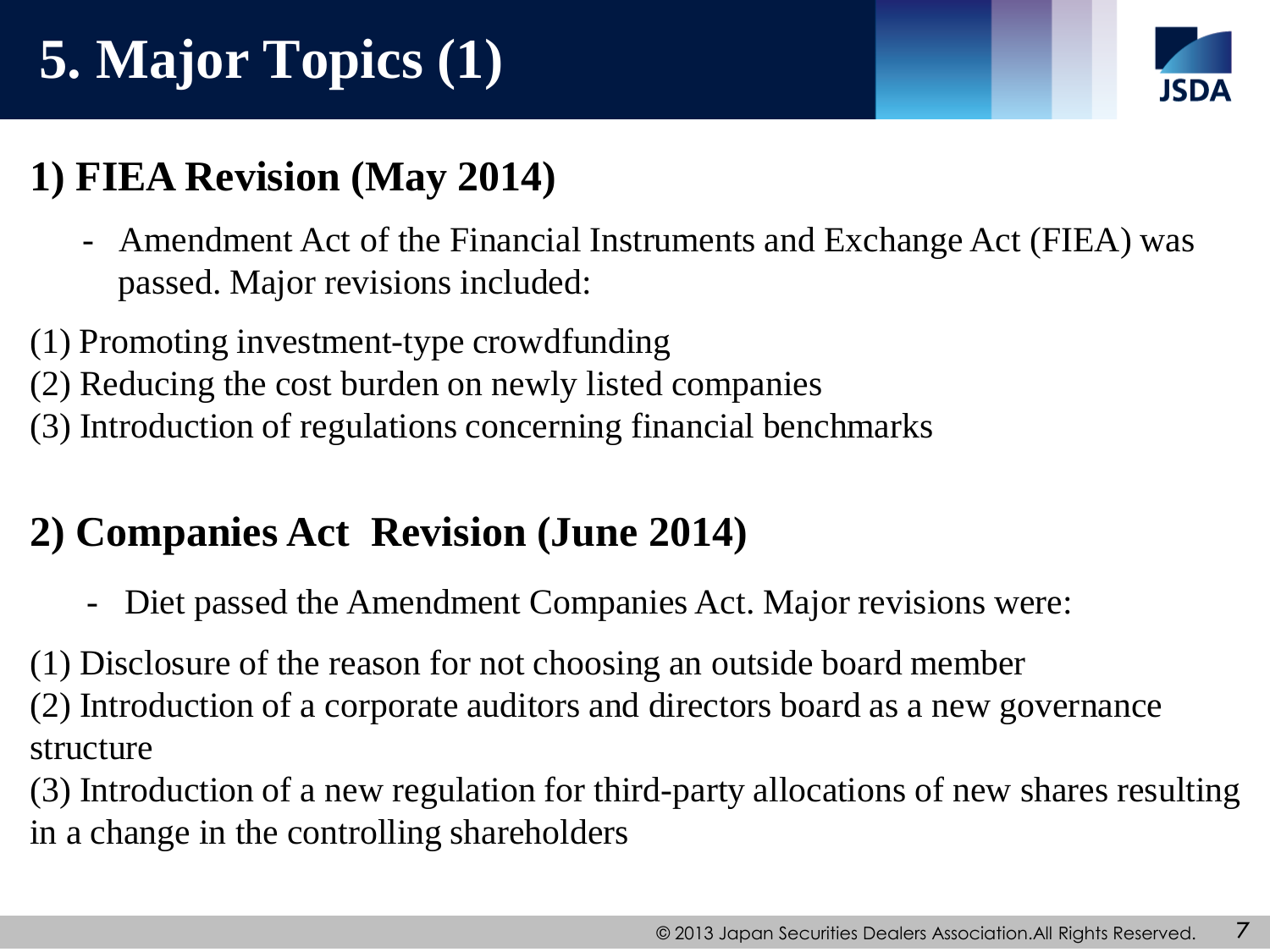# 5. Major Topics (1)

## 1) FIEA Revision (May 2014)

- Amendment Act of the Financial Instruments and Exchange Act (FIEA) was passed. Major revisions included:

(1) Promoting investment-type crowdfunding
(2) Reducing the cost burden on newly listed companies
(3) Introduction of regulations concerning financial benchmarks

## 2) Companies Act Revision (June 2014)

- Diet passed the Amendment Companies Act. Major revisions were:

(1) Disclosure of the reason for not choosing an outside board member
(2) Introduction of a corporate auditors and directors board as a new governance structure
(3) Introduction of a new regulation for third-party allocations of new shares resulting in a change in the controlling shareholders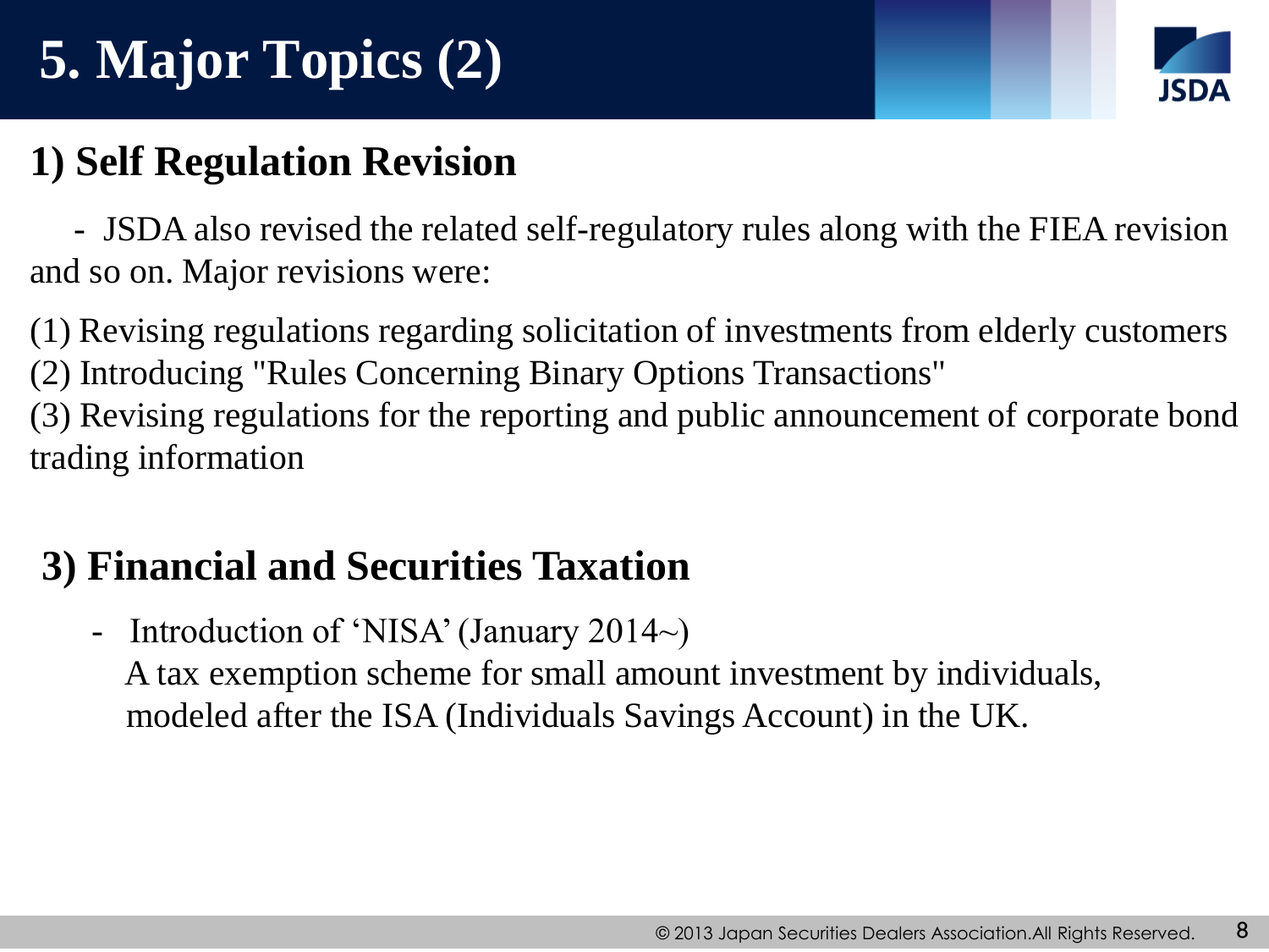# 5. Major Topics (2)

## 1) Self Regulation Revision

- JSDA also revised the related self-regulatory rules along with the FIEA revision and so on. Major revisions were:

(1) Revising regulations regarding solicitation of investments from elderly customers
(2) Introducing "Rules Concerning Binary Options Transactions"
(3) Revising regulations for the reporting and public announcement of corporate bond trading information

## 3) Financial and Securities Taxation

- Introduction of 'NISA' (January 2014~)
  A tax exemption scheme for small amount investment by individuals, modeled after the ISA (Individuals Savings Account) in the UK.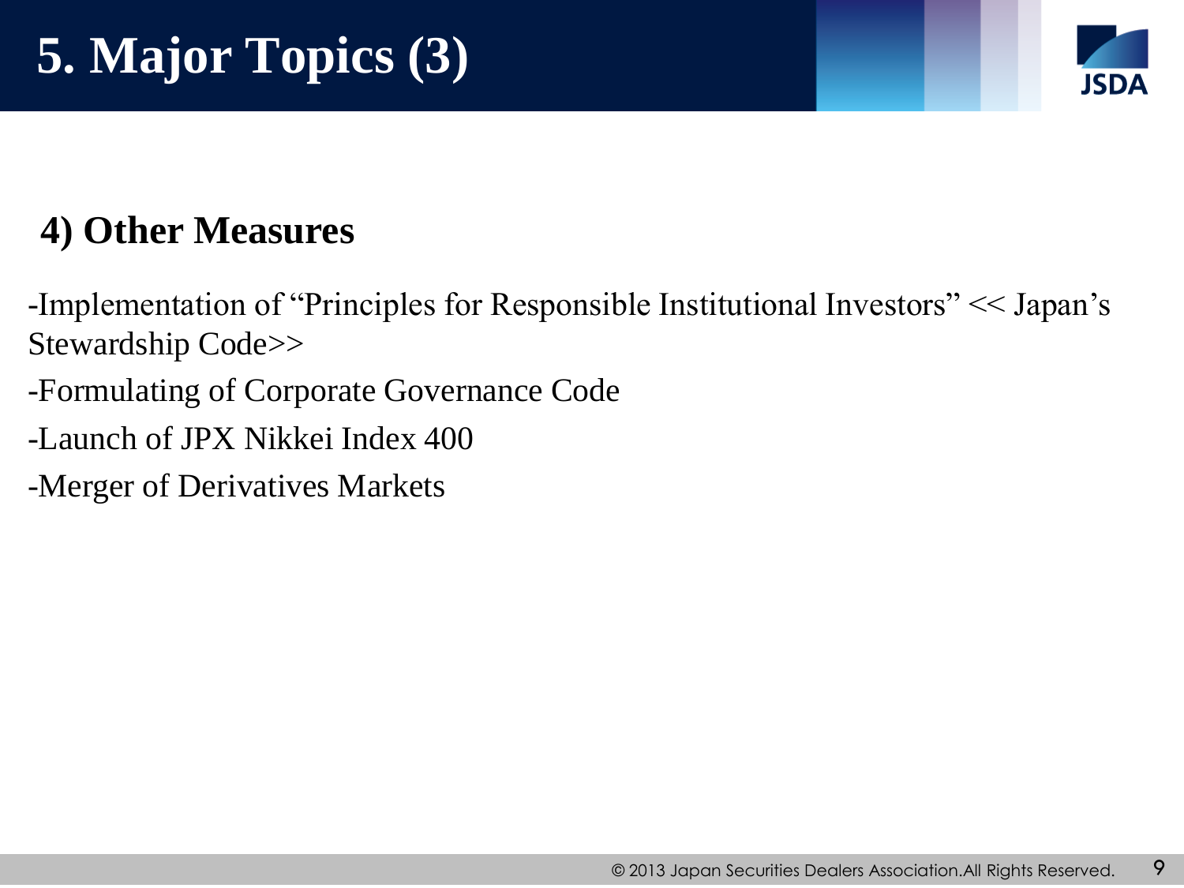# 5. Major Topics (3)

## 4) Other Measures

-Implementation of "Principles for Responsible Institutional Investors" << Japan's Stewardship Code>>

-Formulating of Corporate Governance Code

-Launch of JPX Nikkei Index 400

-Merger of Derivatives Markets